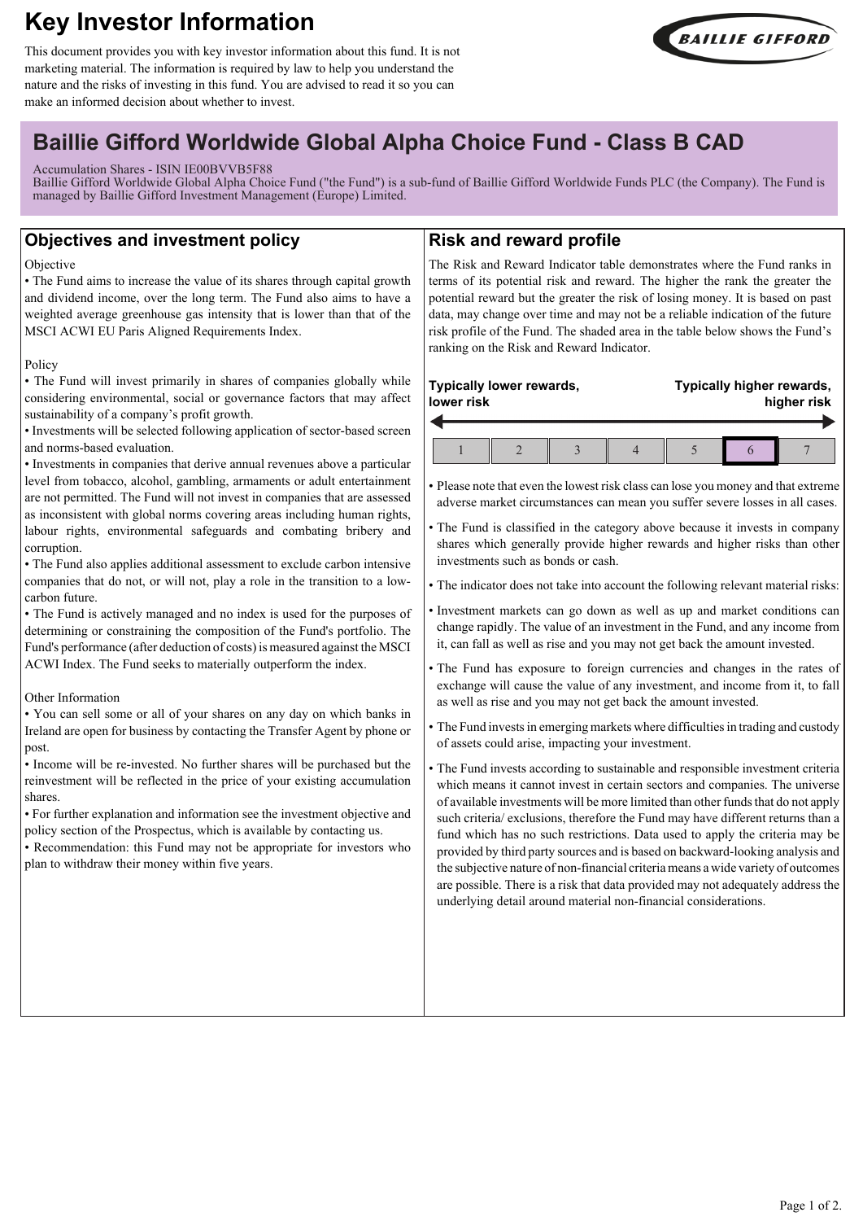# Key Investor Information

This document provides you with key investor information about this fund. It is not marketing material. The information is required by law to help you understand the nature and the risks of investing in this fund. You are advised to read it so you can make an informed decision about whether to invest.

## Baillie Gifford Worldwide Global Alpha Choice Fund - Class B CAD

Accumulation Shares - ISIN IE00BVVB5F88
Baillie Gifford Worldwide Global Alpha Choice Fund ("the Fund") is a sub-fund of Baillie Gifford Worldwide Funds PLC (the Company). The Fund is managed by Baillie Gifford Investment Management (Europe) Limited.

## Objectives and investment policy

Objective

- The Fund aims to increase the value of its shares through capital growth and dividend income, over the long term. The Fund also aims to have a weighted average greenhouse gas intensity that is lower than that of the MSCI ACWI EU Paris Aligned Requirements Index.

Policy

- The Fund will invest primarily in shares of companies globally while considering environmental, social or governance factors that may affect sustainability of a company's profit growth.
- Investments will be selected following application of sector-based screen and norms-based evaluation.
- Investments in companies that derive annual revenues above a particular level from tobacco, alcohol, gambling, armaments or adult entertainment are not permitted. The Fund will not invest in companies that are assessed as inconsistent with global norms covering areas including human rights, labour rights, environmental safeguards and combating bribery and corruption.
- The Fund also applies additional assessment to exclude carbon intensive companies that do not, or will not, play a role in the transition to a low-carbon future.
- The Fund is actively managed and no index is used for the purposes of determining or constraining the composition of the Fund's portfolio. The Fund's performance (after deduction of costs) is measured against the MSCI ACWI Index. The Fund seeks to materially outperform the index.

Other Information

- You can sell some or all of your shares on any day on which banks in Ireland are open for business by contacting the Transfer Agent by phone or post.
- Income will be re-invested. No further shares will be purchased but the reinvestment will be reflected in the price of your existing accumulation shares.
- For further explanation and information see the investment objective and policy section of the Prospectus, which is available by contacting us.
- Recommendation: this Fund may not be appropriate for investors who plan to withdraw their money within five years.

## Risk and reward profile

The Risk and Reward Indicator table demonstrates where the Fund ranks in terms of its potential risk and reward. The higher the rank the greater the potential reward but the greater the risk of losing money. It is based on past data, may change over time and may not be a reliable indication of the future risk profile of the Fund. The shaded area in the table below shows the Fund's ranking on the Risk and Reward Indicator.

**Typically lower rewards, lower risk** ← → **Typically higher rewards, higher risk**

| 1 | 2 | 3 | 4 | 5 | **6** | 7 |
|---|---|---|---|---|---|---|

- Please note that even the lowest risk class can lose you money and that extreme adverse market circumstances can mean you suffer severe losses in all cases.
- The Fund is classified in the category above because it invests in company shares which generally provide higher rewards and higher risks than other investments such as bonds or cash.
- The indicator does not take into account the following relevant material risks:
- Investment markets can go down as well as up and market conditions can change rapidly. The value of an investment in the Fund, and any income from it, can fall as well as rise and you may not get back the amount invested.
- The Fund has exposure to foreign currencies and changes in the rates of exchange will cause the value of any investment, and income from it, to fall as well as rise and you may not get back the amount invested.
- The Fund invests in emerging markets where difficulties in trading and custody of assets could arise, impacting your investment.
- The Fund invests according to sustainable and responsible investment criteria which means it cannot invest in certain sectors and companies. The universe of available investments will be more limited than other funds that do not apply such criteria/ exclusions, therefore the Fund may have different returns than a fund which has no such restrictions. Data used to apply the criteria may be provided by third party sources and is based on backward-looking analysis and the subjective nature of non-financial criteria means a wide variety of outcomes are possible. There is a risk that data provided may not adequately address the underlying detail around material non-financial considerations.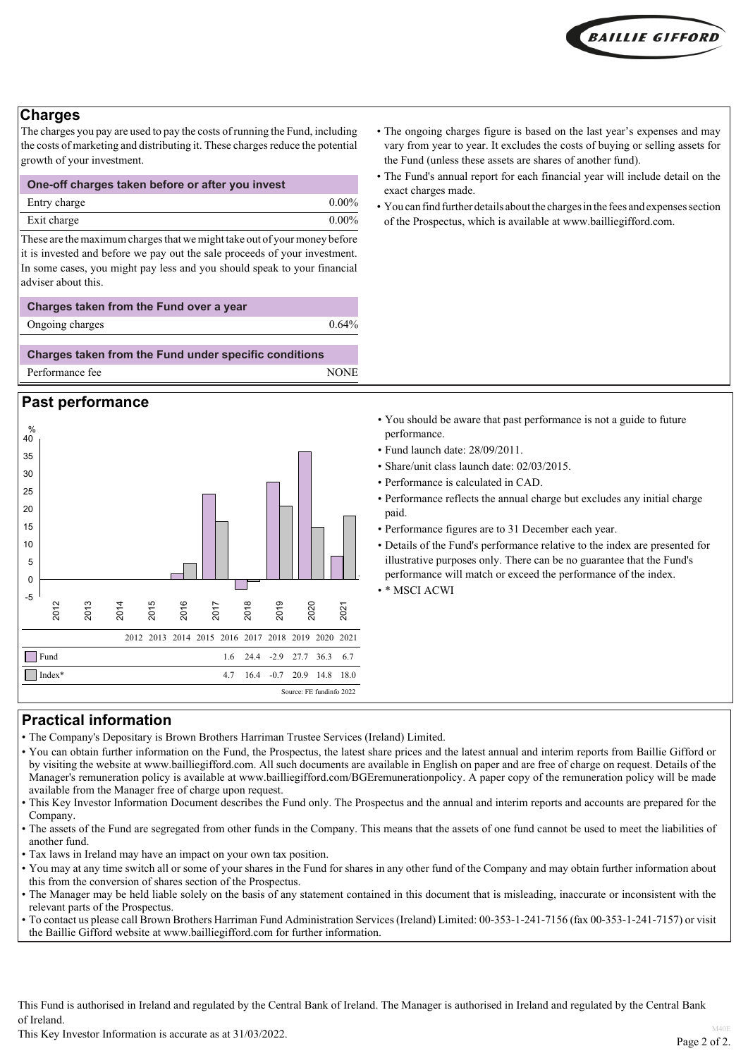## Charges

The charges you pay are used to pay the costs of running the Fund, including the costs of marketing and distributing it. These charges reduce the potential growth of your investment.

| One-off charges taken before or after you invest | |
|---|---|
| Entry charge | 0.00% |
| Exit charge | 0.00% |

These are the maximum charges that we might take out of your money before it is invested and before we pay out the sale proceeds of your investment. In some cases, you might pay less and you should speak to your financial adviser about this.

| Charges taken from the Fund over a year | |
|---|---|
| Ongoing charges | 0.64% |

| Charges taken from the Fund under specific conditions | |
|---|---|
| Performance fee | NONE |

- The ongoing charges figure is based on the last year's expenses and may vary from year to year. It excludes the costs of buying or selling assets for the Fund (unless these assets are shares of another fund).
- The Fund's annual report for each financial year will include detail on the exact charges made.
- You can find further details about the charges in the fees and expenses section of the Prospectus, which is available at www.bailliegifford.com.

## Past performance

%
40
35
30
25
20
15
10
5
0
-5
2012 2013 2014 2015 2016 2017 2018 2019 2020 2021

| | 2012 | 2013 | 2014 | 2015 | 2016 | 2017 | 2018 | 2019 | 2020 | 2021 |
|---|---|---|---|---|---|---|---|---|---|---|
| Fund | | | | | 1.6 | 24.4 | -2.9 | 27.7 | 36.3 | 6.7 |
| Index* | | | | | 4.7 | 16.4 | -0.7 | 20.9 | 14.8 | 18.0 |

Source: FE fundinfo 2022

- You should be aware that past performance is not a guide to future performance.
- Fund launch date: 28/09/2011.
- Share/unit class launch date: 02/03/2015.
- Performance is calculated in CAD.
- Performance reflects the annual charge but excludes any initial charge paid.
- Performance figures are to 31 December each year.
- Details of the Fund's performance relative to the index are presented for illustrative purposes only. There can be no guarantee that the Fund's performance will match or exceed the performance of the index.
- * MSCI ACWI

## Practical information

- The Company's Depositary is Brown Brothers Harriman Trustee Services (Ireland) Limited.
- You can obtain further information on the Fund, the Prospectus, the latest share prices and the latest annual and interim reports from Baillie Gifford or by visiting the website at www.bailliegifford.com. All such documents are available in English on paper and are free of charge on request. Details of the Manager's remuneration policy is available at www.bailliegifford.com/BGEremunerationpolicy. A paper copy of the remuneration policy will be made available from the Manager free of charge upon request.
- This Key Investor Information Document describes the Fund only. The Prospectus and the annual and interim reports and accounts are prepared for the Company.
- The assets of the Fund are segregated from other funds in the Company. This means that the assets of one fund cannot be used to meet the liabilities of another fund.
- Tax laws in Ireland may have an impact on your own tax position.
- You may at any time switch all or some of your shares in the Fund for shares in any other fund of the Company and may obtain further information about this from the conversion of shares section of the Prospectus.
- The Manager may be held liable solely on the basis of any statement contained in this document that is misleading, inaccurate or inconsistent with the relevant parts of the Prospectus.
- To contact us please call Brown Brothers Harriman Fund Administration Services (Ireland) Limited: 00-353-1-241-7156 (fax 00-353-1-241-7157) or visit the Baillie Gifford website at www.bailliegifford.com for further information.

This Fund is authorised in Ireland and regulated by the Central Bank of Ireland. The Manager is authorised in Ireland and regulated by the Central Bank of Ireland.

This Key Investor Information is accurate as at 31/03/2022.